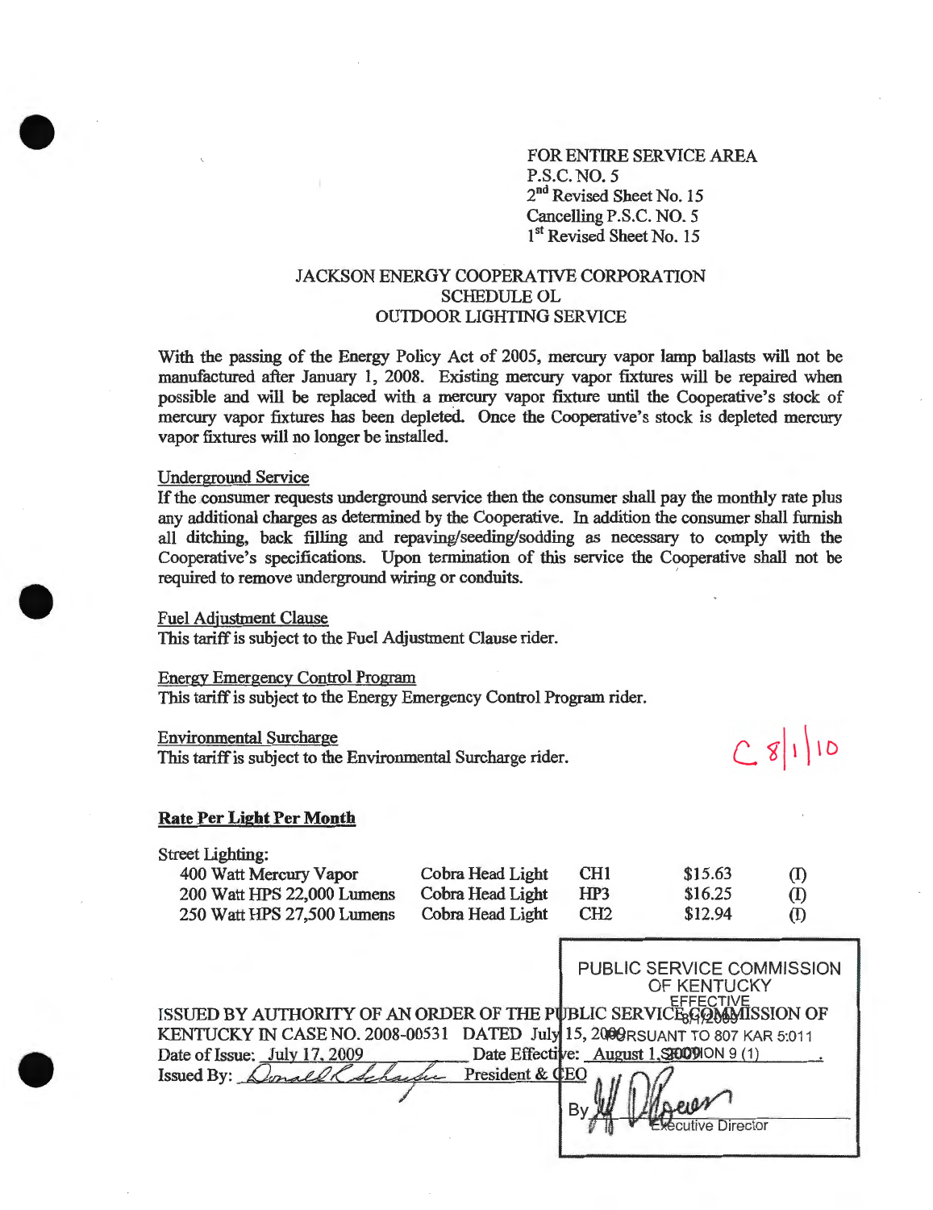FOR ENTIRE SERVICE AREA
P.S.C. NO. 5
2nd Revised Sheet No. 15
Cancelling P.S.C. NO. 5
1st Revised Sheet No. 15

# JACKSON ENERGY COOPERATIVE CORPORATION
## SCHEDULE OL
## OUTDOOR LIGHTING SERVICE

With the passing of the Energy Policy Act of 2005, mercury vapor lamp ballasts will not be manufactured after January 1, 2008. Existing mercury vapor fixtures will be repaired when possible and will be replaced with a mercury vapor fixture until the Cooperative's stock of mercury vapor fixtures has been depleted. Once the Cooperative's stock is depleted mercury vapor fixtures will no longer be installed.

Underground Service
If the consumer requests underground service then the consumer shall pay the monthly rate plus any additional charges as determined by the Cooperative. In addition the consumer shall furnish all ditching, back filling and repaving/seeding/sodding as necessary to comply with the Cooperative's specifications. Upon termination of this service the Cooperative shall not be required to remove underground wiring or conduits.

Fuel Adjustment Clause
This tariff is subject to the Fuel Adjustment Clause rider.

Energy Emergency Control Program
This tariff is subject to the Energy Emergency Control Program rider.

Environmental Surcharge
This tariff is subject to the Environmental Surcharge rider.

C 8|1|10

**Rate Per Light Per Month**

Street Lighting:

| | | | | |
|---|---|---|---|---|
| 400 Watt Mercury Vapor | Cobra Head Light | CH1 | $15.63 | (I) |
| 200 Watt HPS 22,000 Lumens | Cobra Head Light | HP3 | $16.25 | (I) |
| 250 Watt HPS 27,500 Lumens | Cobra Head Light | CH2 | $12.94 | (I) |

PUBLIC SERVICE COMMISSION OF KENTUCKY EFFECTIVE 8/1/2009 PURSUANT TO 807 KAR 5:011 SECTION 9 (1)

By [signature] Executive Director

ISSUED BY AUTHORITY OF AN ORDER OF THE PUBLIC SERVICE COMMISSION OF KENTUCKY IN CASE NO. 2008-00531 DATED July 15, 2009

Date of Issue: July 17, 2009 Date Effective: August 1, 2009

Issued By: [signature] President & CEO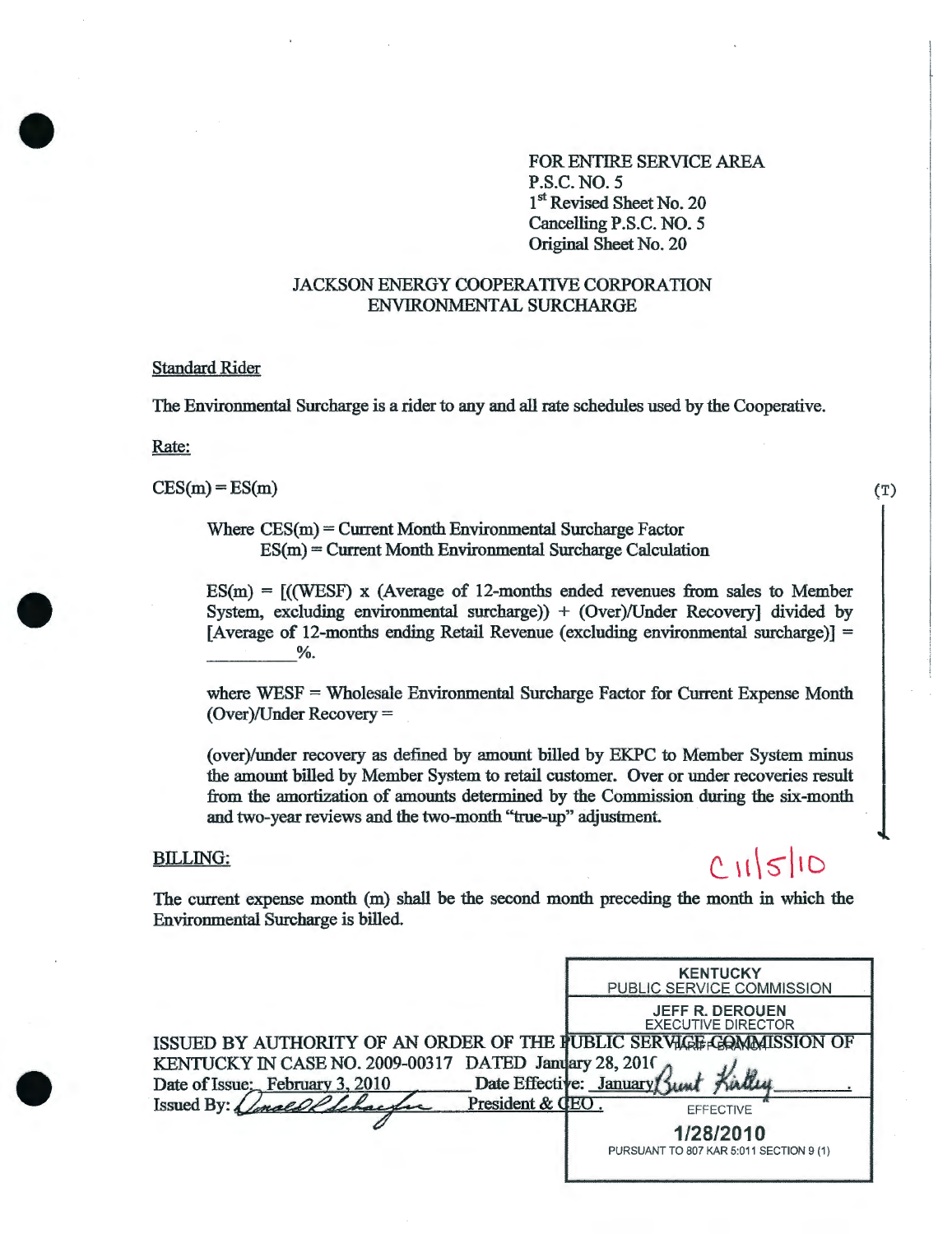FOR ENTIRE SERVICE AREA
P.S.C. NO. 5
1st Revised Sheet No. 20
Cancelling P.S.C. NO. 5
Original Sheet No. 20

## JACKSON ENERGY COOPERATIVE CORPORATION
## ENVIRONMENTAL SURCHARGE

Standard Rider

The Environmental Surcharge is a rider to any and all rate schedules used by the Cooperative.

Rate:

CES(m) = ES(m) (T)

Where CES(m) = Current Month Environmental Surcharge Factor
ES(m) = Current Month Environmental Surcharge Calculation

ES(m) = [((WESF) x (Average of 12-months ended revenues from sales to Member System, excluding environmental surcharge)) + (Over)/Under Recovery] divided by [Average of 12-months ending Retail Revenue (excluding environmental surcharge)] = ________%.

where WESF = Wholesale Environmental Surcharge Factor for Current Expense Month
(Over)/Under Recovery =

(over)/under recovery as defined by amount billed by EKPC to Member System minus the amount billed by Member System to retail customer. Over or under recoveries result from the amortization of amounts determined by the Commission during the six-month and two-year reviews and the two-month "true-up" adjustment.

BILLING:

C 11|5|10

The current expense month (m) shall be the second month preceding the month in which the Environmental Surcharge is billed.

ISSUED BY AUTHORITY OF AN ORDER OF THE PUBLIC SERVICE COMMISSION OF KENTUCKY IN CASE NO. 2009-00317 DATED January 28, 2010
Date of Issue: February 3, 2010 Date Effective: January
Issued By: [signature] President & CEO

KENTUCKY
PUBLIC SERVICE COMMISSION
JEFF R. DEROUEN
EXECUTIVE DIRECTOR
TARIFF BRANCH
[signature: Bunt Kirtley]
EFFECTIVE
1/28/2010
PURSUANT TO 807 KAR 5:011 SECTION 9 (1)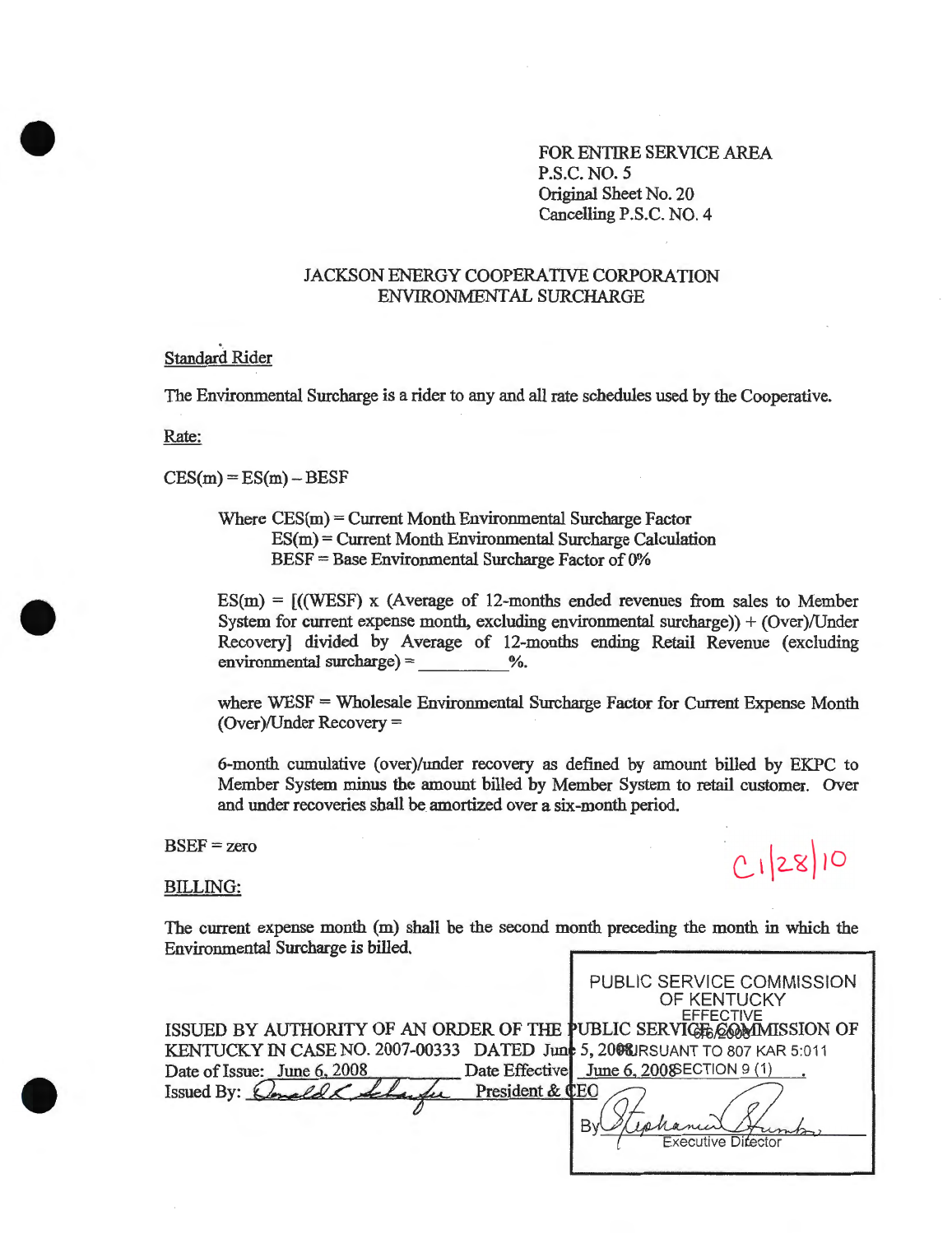FOR ENTIRE SERVICE AREA
P.S.C. NO. 5
Original Sheet No. 20
Cancelling P.S.C. NO. 4

## JACKSON ENERGY COOPERATIVE CORPORATION
## ENVIRONMENTAL SURCHARGE

Standard Rider

The Environmental Surcharge is a rider to any and all rate schedules used by the Cooperative.

Rate:

CES(m) = ES(m) – BESF

> Where CES(m) = Current Month Environmental Surcharge Factor
> ES(m) = Current Month Environmental Surcharge Calculation
> BESF = Base Environmental Surcharge Factor of 0%
>
> ES(m) = [((WESF) x (Average of 12-months ended revenues from sales to Member System for current expense month, excluding environmental surcharge)) + (Over)/Under Recovery] divided by Average of 12-months ending Retail Revenue (excluding environmental surcharge) = ________%.
>
> where WESF = Wholesale Environmental Surcharge Factor for Current Expense Month
> (Over)/Under Recovery =
>
> 6-month cumulative (over)/under recovery as defined by amount billed by EKPC to Member System minus the amount billed by Member System to retail customer. Over and under recoveries shall be amortized over a six-month period.

BSEF = zero

C1/28/10

BILLING:

The current expense month (m) shall be the second month preceding the month in which the Environmental Surcharge is billed.

ISSUED BY AUTHORITY OF AN ORDER OF THE PUBLIC SERVICE COMMISSION OF KENTUCKY IN CASE NO. 2007-00333 DATED June 5, 2008
Date of Issue: June 6, 2008 Date Effective June 6, 2008
Issued By: Donald R Schaefer President & CEO

PUBLIC SERVICE COMMISSION OF KENTUCKY
EFFECTIVE
6/6/2008
PURSUANT TO 807 KAR 5:011
SECTION 9 (1)
By Stephanie Stumbo
Executive Director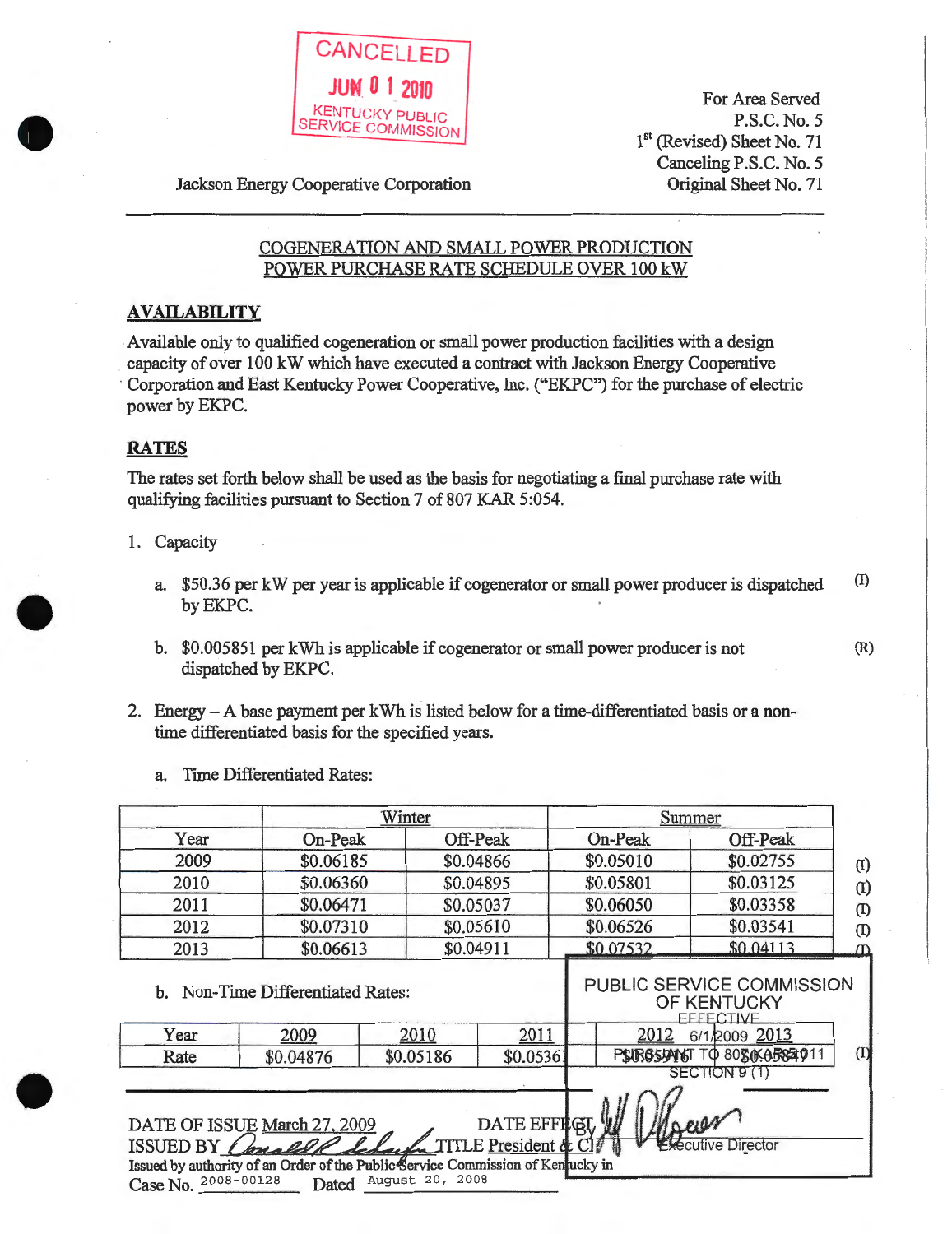CANCELLED
JUN 01 2010
KENTUCKY PUBLIC SERVICE COMMISSION

For Area Served
P.S.C. No. 5
1st (Revised) Sheet No. 71
Canceling P.S.C. No. 5
Original Sheet No. 71

Jackson Energy Cooperative Corporation

## COGENERATION AND SMALL POWER PRODUCTION POWER PURCHASE RATE SCHEDULE OVER 100 kW

### AVAILABILITY

Available only to qualified cogeneration or small power production facilities with a design capacity of over 100 kW which have executed a contract with Jackson Energy Cooperative Corporation and East Kentucky Power Cooperative, Inc. ("EKPC") for the purchase of electric power by EKPC.

### RATES

The rates set forth below shall be used as the basis for negotiating a final purchase rate with qualifying facilities pursuant to Section 7 of 807 KAR 5:054.

1. Capacity

   a. $50.36 per kW per year is applicable if cogenerator or small power producer is dispatched by EKPC. (I)

   b. $0.005851 per kWh is applicable if cogenerator or small power producer is not dispatched by EKPC. (R)

2. Energy – A base payment per kWh is listed below for a time-differentiated basis or a non-time differentiated basis for the specified years.

   a. Time Differentiated Rates:

| | Winter | | Summer | | |
|---|---|---|---|---|---|
| Year | On-Peak | Off-Peak | On-Peak | Off-Peak | |
| 2009 | $0.06185 | $0.04866 | $0.05010 | $0.02755 | (I) |
| 2010 | $0.06360 | $0.04895 | $0.05801 | $0.03125 | (I) |
| 2011 | $0.06471 | $0.05037 | $0.06050 | $0.03358 | (I) |
| 2012 | $0.07310 | $0.05610 | $0.06526 | $0.03541 | (I) |
| 2013 | $0.06613 | $0.04911 | $0.07532 | $0.04113 | (I) |

   b. Non-Time Differentiated Rates:

| Year | 2009 | 2010 | 2011 | 2012 | 2013 | |
|---|---|---|---|---|---|---|
| Rate | $0.04876 | $0.05186 | $0.0536 | | $0.05 | (I) |

PUBLIC SERVICE COMMISSION OF KENTUCKY
EFFECTIVE
6/1/2009
PURSUANT TO 807 KAR 5:011
SECTION 9 (1)
By [signature]
Executive Director

DATE OF ISSUE March 27, 2009 DATE EFFECT
ISSUED BY [signature] TITLE President & C
Issued by authority of an Order of the Public Service Commission of Kentucky in
Case No. 2008-00128 Dated August 20, 2008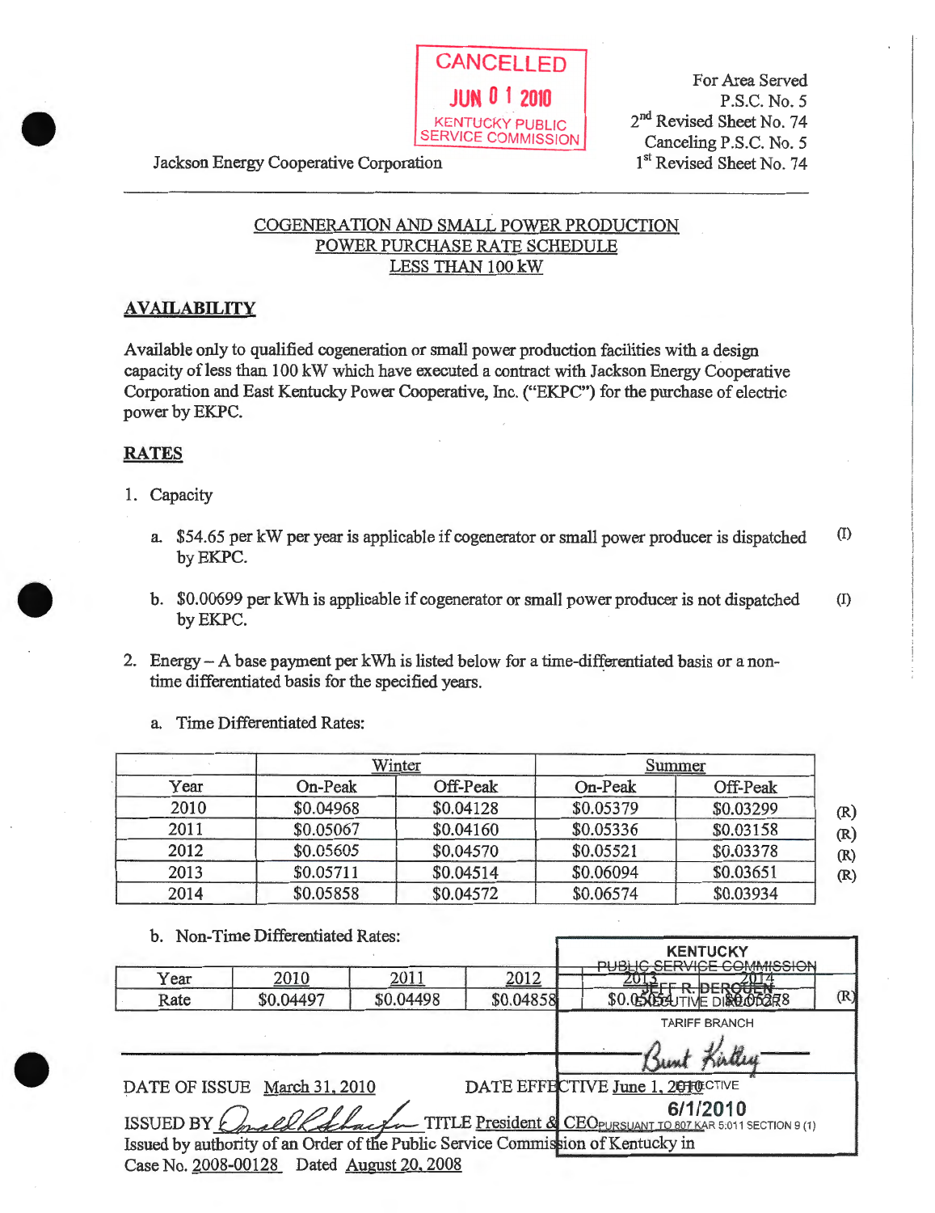CANCELLED
JUN 01 2010
KENTUCKY PUBLIC SERVICE COMMISSION

Jackson Energy Cooperative Corporation

For Area Served
P.S.C. No. 5
2nd Revised Sheet No. 74
Canceling P.S.C. No. 5
1st Revised Sheet No. 74

## COGENERATION AND SMALL POWER PRODUCTION POWER PURCHASE RATE SCHEDULE LESS THAN 100 kW

### AVAILABILITY

Available only to qualified cogeneration or small power production facilities with a design capacity of less than 100 kW which have executed a contract with Jackson Energy Cooperative Corporation and East Kentucky Power Cooperative, Inc. ("EKPC") for the purchase of electric power by EKPC.

### RATES

1. Capacity

   a. $54.65 per kW per year is applicable if cogenerator or small power producer is dispatched by EKPC. (I)

   b. $0.00699 per kWh is applicable if cogenerator or small power producer is not dispatched by EKPC. (I)

2. Energy – A base payment per kWh is listed below for a time-differentiated basis or a non-time differentiated basis for the specified years.

   a. Time Differentiated Rates:

| | Winter | | Summer | | |
|---|---|---|---|---|---|
| Year | On-Peak | Off-Peak | On-Peak | Off-Peak | |
| 2010 | $0.04968 | $0.04128 | $0.05379 | $0.03299 | (R) |
| 2011 | $0.05067 | $0.04160 | $0.05336 | $0.03158 | (R) |
| 2012 | $0.05605 | $0.04570 | $0.05521 | $0.03378 | (R) |
| 2013 | $0.05711 | $0.04514 | $0.06094 | $0.03651 | (R) |
| 2014 | $0.05858 | $0.04572 | $0.06574 | $0.03934 | |

   b. Non-Time Differentiated Rates:

| Year | 2010 | 2011 | 2012 | 2013 | 2014 | |
|---|---|---|---|---|---|---|
| Rate | $0.04497 | $0.04498 | $0.04858 | $0.05054 | $0.05278 | (R) |

DATE OF ISSUE March 31, 2010 DATE EFFECTIVE June 1, 2010

ISSUED BY [signature] TITLE President & CEO

Issued by authority of an Order of the Public Service Commission of Kentucky in Case No. 2008-00128 Dated August 20, 2008

KENTUCKY PUBLIC SERVICE COMMISSION
JEFF R. DEROUEN
EXECUTIVE DIRECTOR
TARIFF BRANCH
[signature]
EFFECTIVE
6/1/2010
PURSUANT TO 807 KAR 5:011 SECTION 9 (1)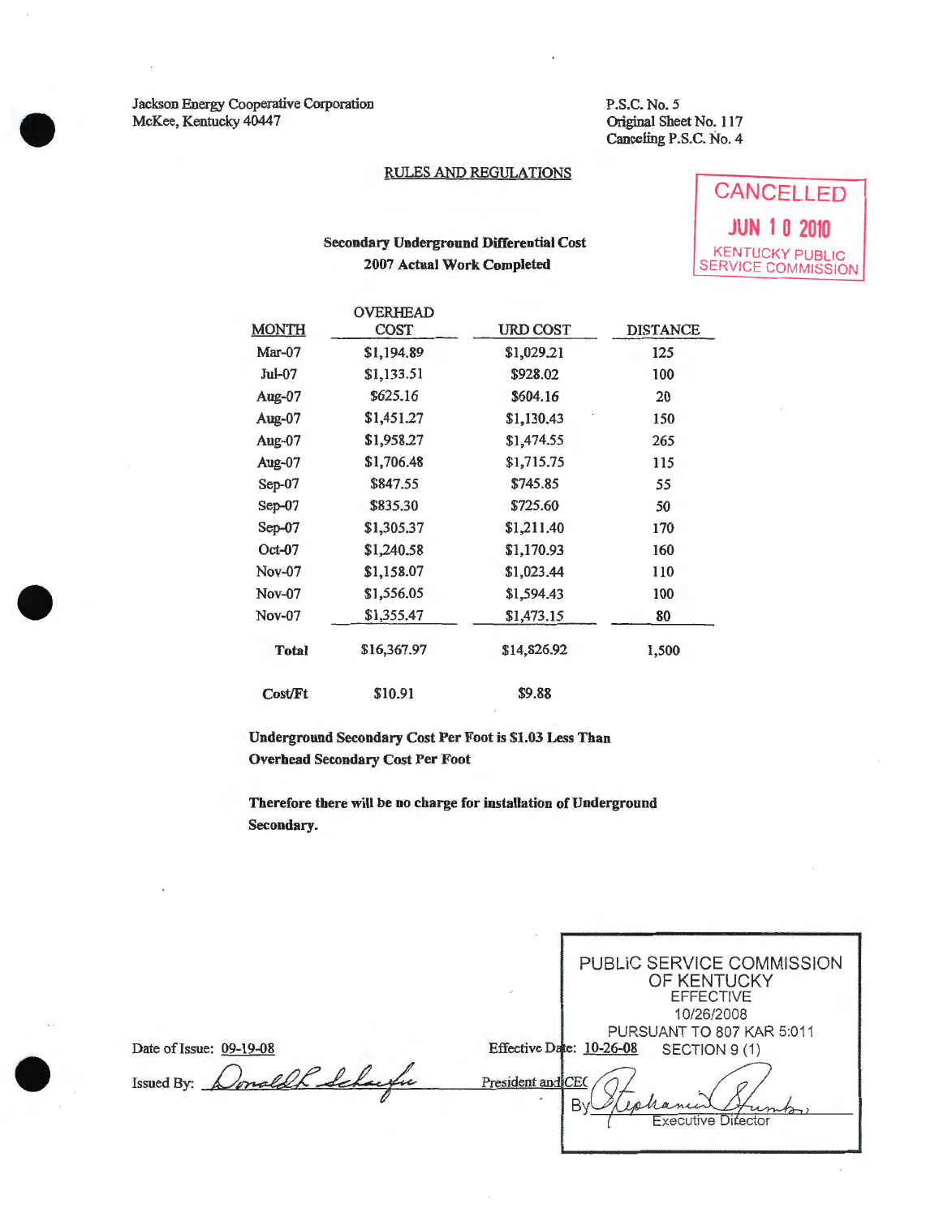Jackson Energy Cooperative Corporation
McKee, Kentucky 40447

P.S.C. No. 5
Original Sheet No. 117
Canceling P.S.C. No. 4

CANCELLED
JUN 10 2010
KENTUCKY PUBLIC SERVICE COMMISSION

## RULES AND REGULATIONS

### Secondary Underground Differential Cost
### 2007 Actual Work Completed

| MONTH | OVERHEAD COST | URD COST | DISTANCE |
|---|---|---|---|
| Mar-07 | $1,194.89 | $1,029.21 | 125 |
| Jul-07 | $1,133.51 | $928.02 | 100 |
| Aug-07 | $625.16 | $604.16 | 20 |
| Aug-07 | $1,451.27 | $1,130.43 | 150 |
| Aug-07 | $1,958.27 | $1,474.55 | 265 |
| Aug-07 | $1,706.48 | $1,715.75 | 115 |
| Sep-07 | $847.55 | $745.85 | 55 |
| Sep-07 | $835.30 | $725.60 | 50 |
| Sep-07 | $1,305.37 | $1,211.40 | 170 |
| Oct-07 | $1,240.58 | $1,170.93 | 160 |
| Nov-07 | $1,158.07 | $1,023.44 | 110 |
| Nov-07 | $1,556.05 | $1,594.43 | 100 |
| Nov-07 | $1,355.47 | $1,473.15 | 80 |
| **Total** | $16,367.97 | $14,826.92 | 1,500 |
| **Cost/Ft** | $10.91 | $9.88 | |

**Underground Secondary Cost Per Foot is $1.03 Less Than Overhead Secondary Cost Per Foot**

**Therefore there will be no charge for installation of Underground Secondary.**

Date of Issue: 09-19-08

Effective Date: 10-26-08

Issued By: Donald L. Schaefer, President and CEO

PUBLIC SERVICE COMMISSION OF KENTUCKY
EFFECTIVE
10/26/2008
PURSUANT TO 807 KAR 5:011 SECTION 9 (1)
By Stephanie Stumbo, Executive Director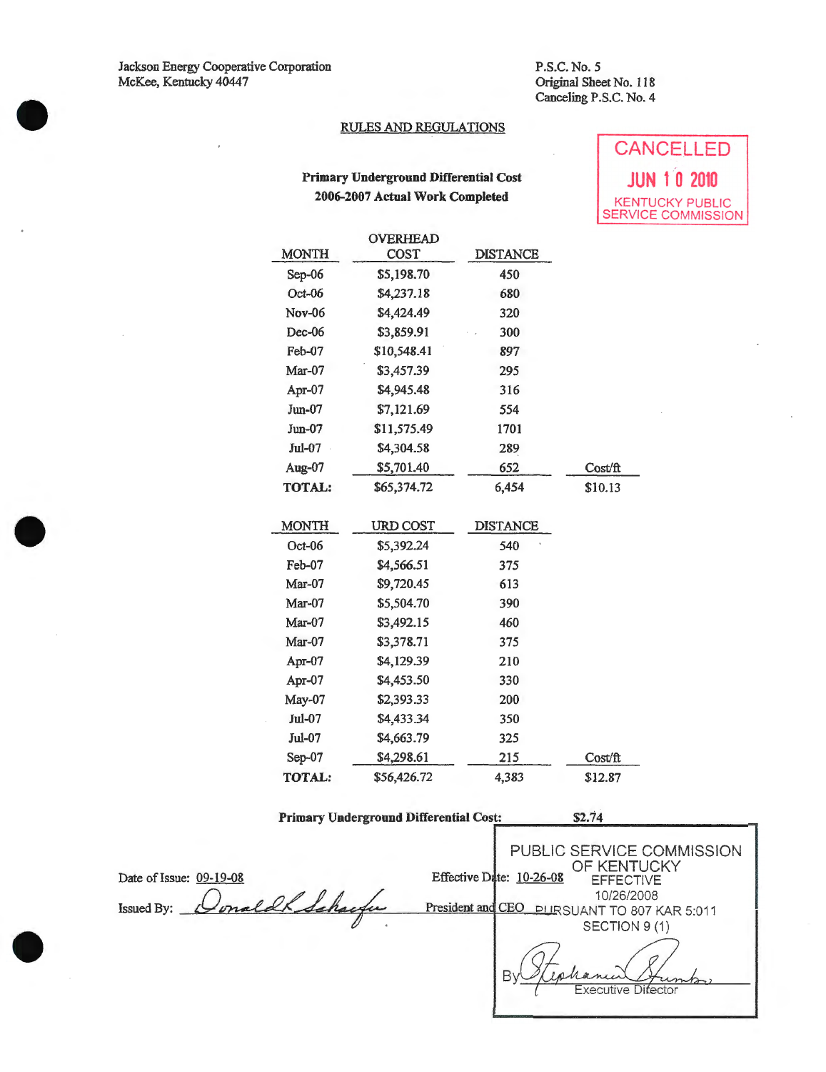Jackson Energy Cooperative Corporation
McKee, Kentucky 40447

P.S.C. No. 5
Original Sheet No. 118
Canceling P.S.C. No. 4

CANCELLED
JUN 10 2010
KENTUCKY PUBLIC SERVICE COMMISSION

## RULES AND REGULATIONS

### Primary Underground Differential Cost
### 2006-2007 Actual Work Completed

| MONTH | OVERHEAD COST | DISTANCE | |
|---|---|---|---|
| Sep-06 | $5,198.70 | 450 | |
| Oct-06 | $4,237.18 | 680 | |
| Nov-06 | $4,424.49 | 320 | |
| Dec-06 | $3,859.91 | 300 | |
| Feb-07 | $10,548.41 | 897 | |
| Mar-07 | $3,457.39 | 295 | |
| Apr-07 | $4,945.48 | 316 | |
| Jun-07 | $7,121.69 | 554 | |
| Jun-07 | $11,575.49 | 1701 | |
| Jul-07 | $4,304.58 | 289 | |
| Aug-07 | $5,701.40 | 652 | Cost/ft |
| **TOTAL:** | $65,374.72 | 6,454 | $10.13 |

| MONTH | URD COST | DISTANCE | |
|---|---|---|---|
| Oct-06 | $5,392.24 | 540 | |
| Feb-07 | $4,566.51 | 375 | |
| Mar-07 | $9,720.45 | 613 | |
| Mar-07 | $5,504.70 | 390 | |
| Mar-07 | $3,492.15 | 460 | |
| Mar-07 | $3,378.71 | 375 | |
| Apr-07 | $4,129.39 | 210 | |
| Apr-07 | $4,453.50 | 330 | |
| May-07 | $2,393.33 | 200 | |
| Jul-07 | $4,433.34 | 350 | |
| Jul-07 | $4,663.79 | 325 | |
| Sep-07 | $4,298.61 | 215 | Cost/ft |
| **TOTAL:** | $56,426.72 | 4,383 | $12.87 |

**Primary Underground Differential Cost:** **$2.74**

Date of Issue: 09-19-08

Effective Date: 10-26-08

Issued By: Donald R Schaefer, President and CEO

PUBLIC SERVICE COMMISSION OF KENTUCKY
EFFECTIVE
10/26/2008
PURSUANT TO 807 KAR 5:011 SECTION 9 (1)
By Stephanie Stumbo, Executive Director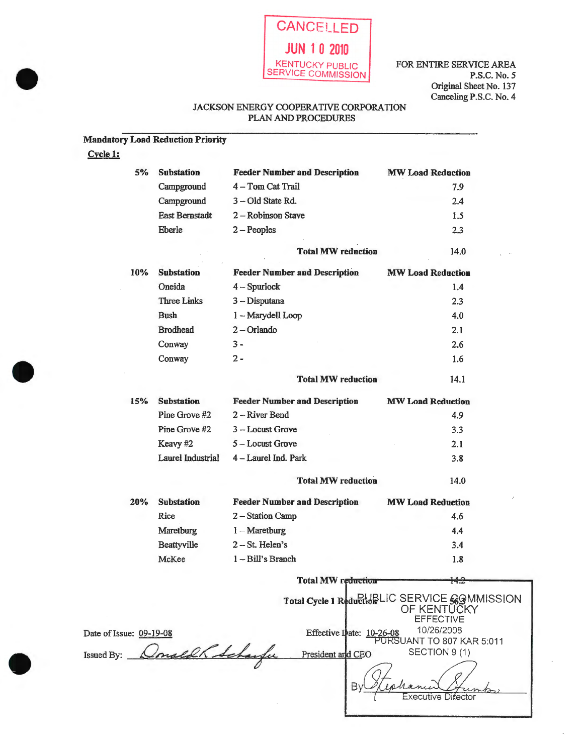CANCELLED
JUN 10 2010
KENTUCKY PUBLIC SERVICE COMMISSION

FOR ENTIRE SERVICE AREA
P.S.C. No. 5
Original Sheet No. 137
Canceling P.S.C. No. 4

JACKSON ENERGY COOPERATIVE CORPORATION
PLAN AND PROCEDURES

**Mandatory Load Reduction Priority**

**Cycle 1:**

| 5% | Substation | Feeder Number and Description | MW Load Reduction |
|---|---|---|---|
| | Campground | 4 – Tom Cat Trail | 7.9 |
| | Campground | 3 – Old State Rd. | 2.4 |
| | East Bernstadt | 2 – Robinson Stave | 1.5 |
| | Eberle | 2 – Peoples | 2.3 |
| | | **Total MW reduction** | 14.0 |

| 10% | Substation | Feeder Number and Description | MW Load Reduction |
|---|---|---|---|
| | Oneida | 4 – Spurlock | 1.4 |
| | Three Links | 3 – Disputana | 2.3 |
| | Bush | 1 – Marydell Loop | 4.0 |
| | Brodhead | 2 – Orlando | 2.1 |
| | Conway | 3 - | 2.6 |
| | Conway | 2 - | 1.6 |
| | | **Total MW reduction** | 14.1 |

| 15% | Substation | Feeder Number and Description | MW Load Reduction |
|---|---|---|---|
| | Pine Grove #2 | 2 – River Bend | 4.9 |
| | Pine Grove #2 | 3 – Locust Grove | 3.3 |
| | Keavy #2 | 5 – Locust Grove | 2.1 |
| | Laurel Industrial | 4 – Laurel Ind. Park | 3.8 |
| | | **Total MW reduction** | 14.0 |

| 20% | Substation | Feeder Number and Description | MW Load Reduction |
|---|---|---|---|
| | Rice | 2 – Station Camp | 4.6 |
| | Maretburg | 1 – Maretburg | 4.4 |
| | Beattyville | 2 – St. Helen's | 3.4 |
| | McKee | 1 – Bill's Branch | 1.8 |
| | | **Total MW reduction** | 14.2 |

**Total Cycle 1 Reduction** 56.3

Date of Issue: 09-19-08 Effective Date: 10-26-08

Issued By: Donald K Schaefer President and CEO

PUBLIC SERVICE COMMISSION OF KENTUCKY
EFFECTIVE
10/26/2008
PURSUANT TO 807 KAR 5:011 SECTION 9 (1)
By Stephanie Stumbo
Executive Director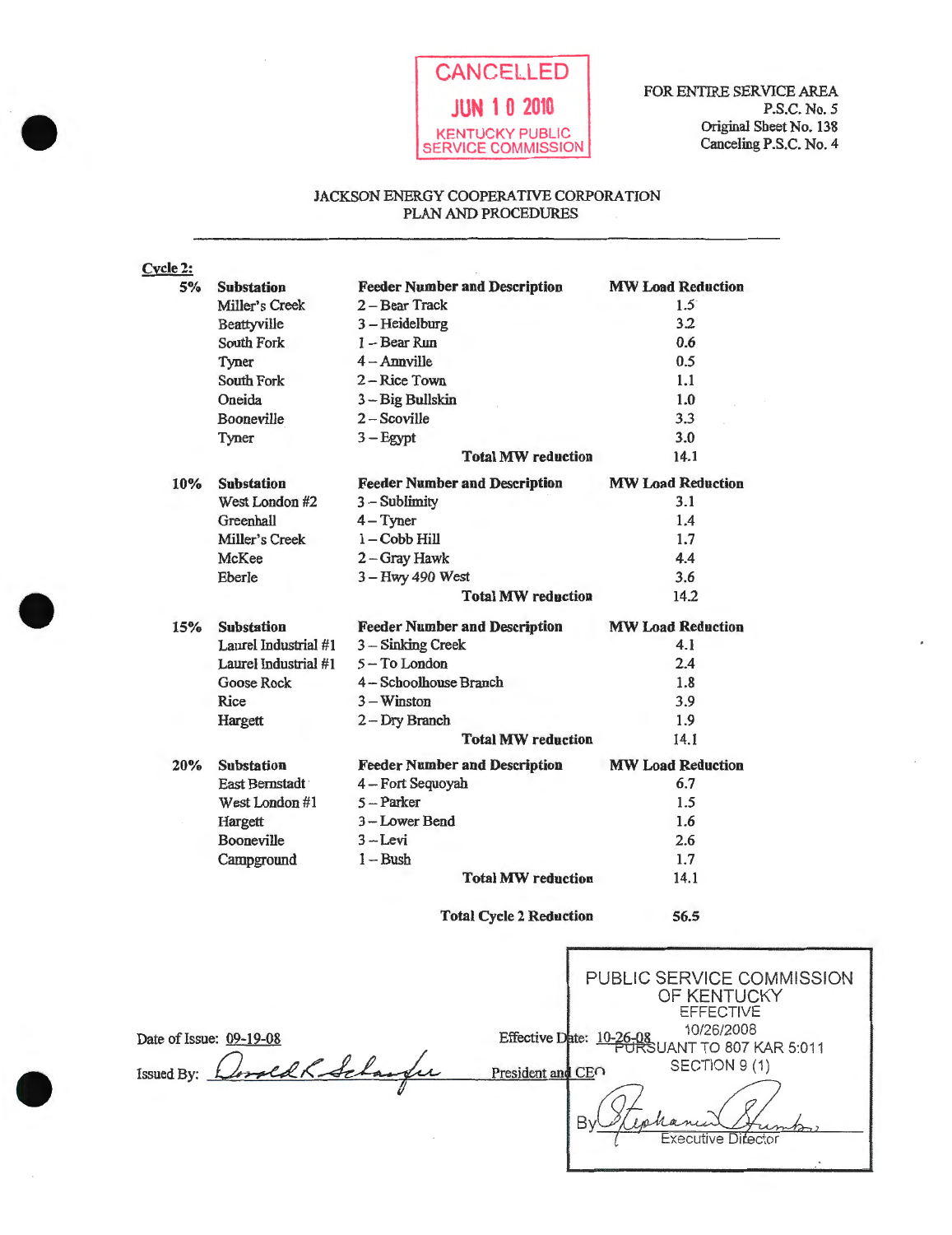CANCELLED
JUN 1 0 2010
KENTUCKY PUBLIC SERVICE COMMISSION

FOR ENTIRE SERVICE AREA
P.S.C. No. 5
Original Sheet No. 138
Canceling P.S.C. No. 4

JACKSON ENERGY COOPERATIVE CORPORATION
PLAN AND PROCEDURES

**Cycle 2:**

| | Substation | Feeder Number and Description | MW Load Reduction |
|---|---|---|---|
| **5%** | Miller's Creek | 2 – Bear Track | 1.5 |
| | Beattyville | 3 – Heidelburg | 3.2 |
| | South Fork | 1 – Bear Run | 0.6 |
| | Tyner | 4 – Annville | 0.5 |
| | South Fork | 2 – Rice Town | 1.1 |
| | Oneida | 3 – Big Bullskin | 1.0 |
| | Booneville | 2 – Scoville | 3.3 |
| | Tyner | 3 – Egypt | 3.0 |
| | | **Total MW reduction** | 14.1 |
| **10%** | **Substation** | **Feeder Number and Description** | **MW Load Reduction** |
| | West London #2 | 3 – Sublimity | 3.1 |
| | Greenhall | 4 – Tyner | 1.4 |
| | Miller's Creek | 1 – Cobb Hill | 1.7 |
| | McKee | 2 – Gray Hawk | 4.4 |
| | Eberle | 3 – Hwy 490 West | 3.6 |
| | | **Total MW reduction** | 14.2 |
| **15%** | **Substation** | **Feeder Number and Description** | **MW Load Reduction** |
| | Laurel Industrial #1 | 3 – Sinking Creek | 4.1 |
| | Laurel Industrial #1 | 5 – To London | 2.4 |
| | Goose Rock | 4 – Schoolhouse Branch | 1.8 |
| | Rice | 3 – Winston | 3.9 |
| | Hargett | 2 – Dry Branch | 1.9 |
| | | **Total MW reduction** | 14.1 |
| **20%** | **Substation** | **Feeder Number and Description** | **MW Load Reduction** |
| | East Bernstadt | 4 – Fort Sequoyah | 6.7 |
| | West London #1 | 5 – Parker | 1.5 |
| | Hargett | 3 – Lower Bend | 1.6 |
| | Booneville | 3 – Levi | 2.6 |
| | Campground | 1 – Bush | 1.7 |
| | | **Total MW reduction** | 14.1 |
| | | **Total Cycle 2 Reduction** | 56.5 |

Date of Issue: 09-19-08

Issued By: [signature] President and CEO

Effective Date: 10-26-08

PUBLIC SERVICE COMMISSION OF KENTUCKY
EFFECTIVE
10/26/2008
PURSUANT TO 807 KAR 5:011
SECTION 9 (1)
By [signature]
Executive Director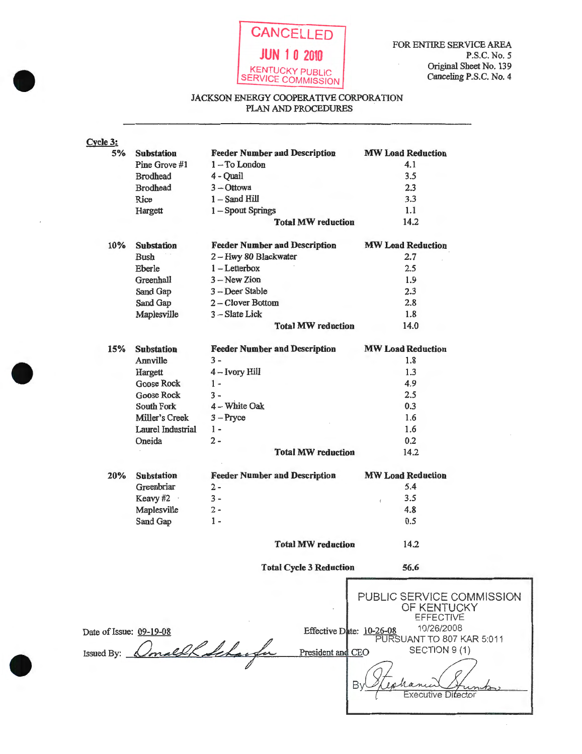CANCELLED
JUN 1 0 2010
KENTUCKY PUBLIC SERVICE COMMISSION

FOR ENTIRE SERVICE AREA
P.S.C. No. 5
Original Sheet No. 139
Canceling P.S.C. No. 4

JACKSON ENERGY COOPERATIVE CORPORATION
PLAN AND PROCEDURES

**Cycle 3:**

| | Substation | Feeder Number and Description | MW Load Reduction |
|---|---|---|---|
| **5%** | **Substation** | **Feeder Number and Description** | **MW Load Reduction** |
| | Pine Grove #1 | 1 – To London | 4.1 |
| | Brodhead | 4 - Quail | 3.5 |
| | Brodhead | 3 – Ottowa | 2.3 |
| | Rice | 1 – Sand Hill | 3.3 |
| | Hargett | 1 – Spout Springs | 1.1 |
| | | **Total MW reduction** | 14.2 |
| **10%** | **Substation** | **Feeder Number and Description** | **MW Load Reduction** |
| | Bush | 2 – Hwy 80 Blackwater | 2.7 |
| | Eberle | 1 – Letterbox | 2.5 |
| | Greenhall | 3 – New Zion | 1.9 |
| | Sand Gap | 3 – Deer Stable | 2.3 |
| | Sand Gap | 2 – Clover Bottom | 2.8 |
| | Maplesville | 3 – Slate Lick | 1.8 |
| | | **Total MW reduction** | 14.0 |
| **15%** | **Substation** | **Feeder Number and Description** | **MW Load Reduction** |
| | Annville | 3 - | 1.8 |
| | Hargett | 4 – Ivory Hill | 1.3 |
| | Goose Rock | 1 - | 4.9 |
| | Goose Rock | 3 - | 2.5 |
| | South Fork | 4 – White Oak | 0.3 |
| | Miller's Creek | 3 – Pryce | 1.6 |
| | Laurel Industrial | 1 - | 1.6 |
| | Oneida | 2 - | 0.2 |
| | | **Total MW reduction** | 14.2 |
| **20%** | **Substation** | **Feeder Number and Description** | **MW Load Reduction** |
| | Greenbriar | 2 - | 5.4 |
| | Keavy #2 | 3 - | 3.5 |
| | Maplesville | 2 - | 4.8 |
| | Sand Gap | 1 - | 0.5 |
| | | **Total MW reduction** | 14.2 |
| | | **Total Cycle 3 Reduction** | 56.6 |

Date of Issue: 09-19-08

Effective Date: 10-26-08

Issued By: [signature] President and CEO

PUBLIC SERVICE COMMISSION OF KENTUCKY
EFFECTIVE
10/26/2008
PURSUANT TO 807 KAR 5:011
SECTION 9 (1)
By [signature]
Executive Director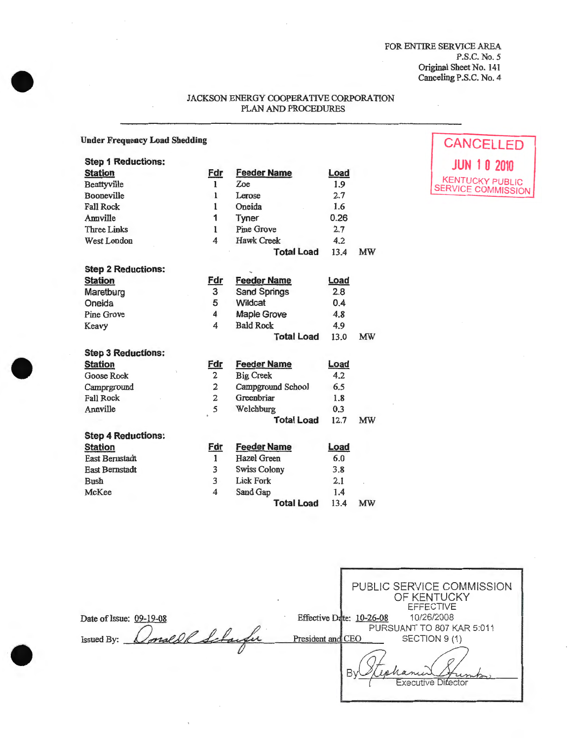FOR ENTIRE SERVICE AREA
P.S.C. No. 5
Original Sheet No. 141
Canceling P.S.C. No. 4

JACKSON ENERGY COOPERATIVE CORPORATION
PLAN AND PROCEDURES

CANCELLED
JUN 10 2010
KENTUCKY PUBLIC SERVICE COMMISSION

**Under Frequency Load Shedding**

**Step 1 Reductions:**

| Station | Fdr | Feeder Name | Load | |
|---|---|---|---|---|
| Beattyville | 1 | Zoe | 1.9 | |
| Booneville | 1 | Lerose | 2.7 | |
| Fall Rock | 1 | Oneida | 1.6 | |
| Annville | 1 | Tyner | 0.26 | |
| Three Links | 1 | Pine Grove | 2.7 | |
| West London | 4 | Hawk Creek | 4.2 | |
| | | **Total Load** | 13.4 | MW |

**Step 2 Reductions:**

| Station | Fdr | Feeder Name | Load | |
|---|---|---|---|---|
| Maretburg | 3 | Sand Springs | 2.8 | |
| Oneida | 5 | Wildcat | 0.4 | |
| Pine Grove | 4 | Maple Grove | 4.8 | |
| Keavy | 4 | Bald Rock | 4.9 | |
| | | **Total Load** | 13.0 | MW |

**Step 3 Reductions:**

| Station | Fdr | Feeder Name | Load | |
|---|---|---|---|---|
| Goose Rock | 2 | Big Creek | 4.2 | |
| Camprground | 2 | Campground School | 6.5 | |
| Fall Rock | 2 | Greenbriar | 1.8 | |
| Annville | 5 | Welchburg | 0.3 | |
| | | **Total Load** | 12.7 | MW |

**Step 4 Reductions:**

| Station | Fdr | Feeder Name | Load | |
|---|---|---|---|---|
| East Bernstadt | 1 | Hazel Green | 6.0 | |
| East Bernstadt | 3 | Swiss Colony | 3.8 | |
| Bush | 3 | Lick Fork | 2.1 | |
| McKee | 4 | Sand Gap | 1.4 | |
| | | **Total Load** | 13.4 | MW |

Date of Issue: 09-19-08

Effective Date: 10-26-08

Issued By: Donald R. Schaefer, President and CEO

PUBLIC SERVICE COMMISSION OF KENTUCKY
EFFECTIVE
10/26/2008
PURSUANT TO 807 KAR 5:011
SECTION 9 (1)
By Stephanie Stumbo, Executive Director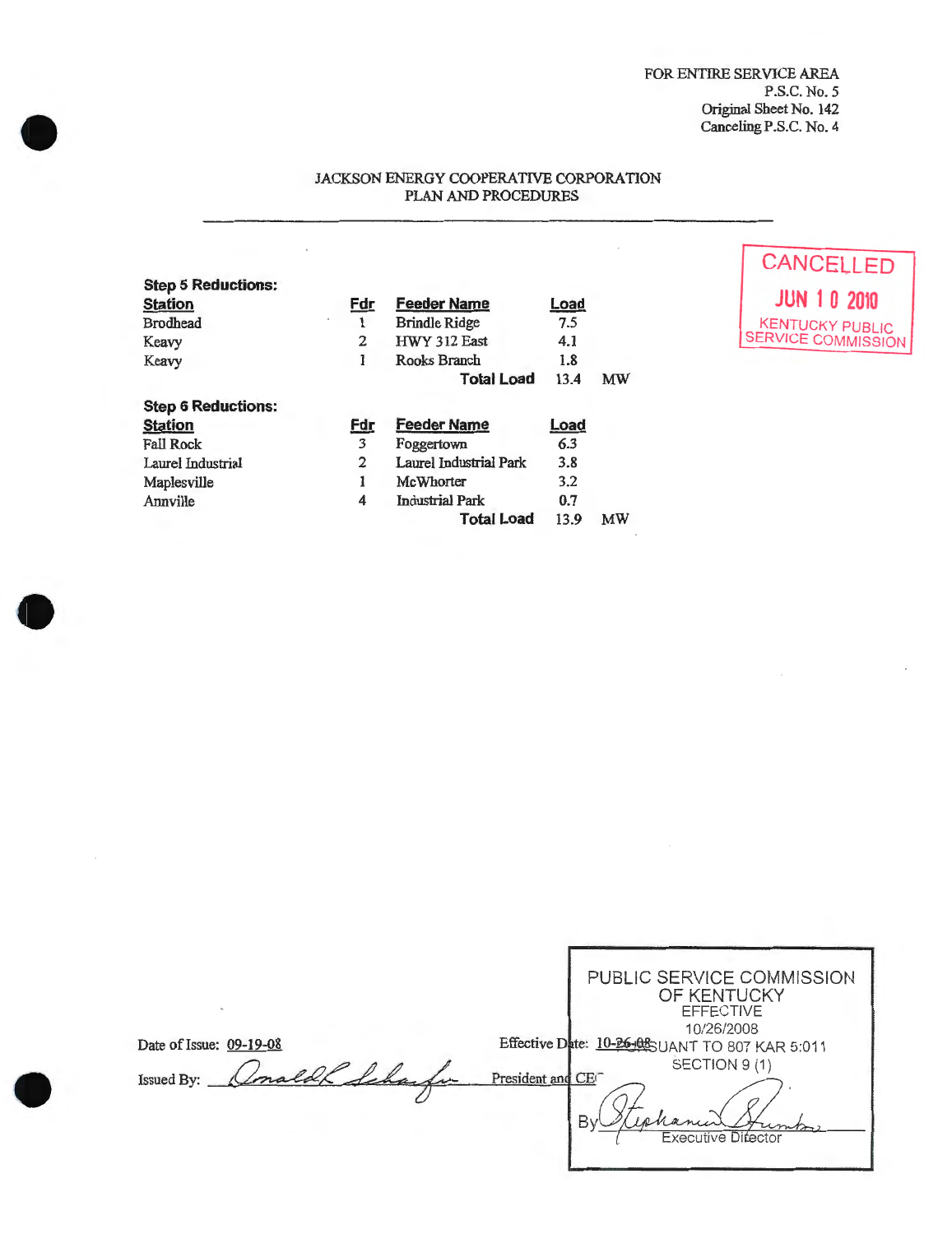FOR ENTIRE SERVICE AREA
P.S.C. No. 5
Original Sheet No. 142
Canceling P.S.C. No. 4

JACKSON ENERGY COOPERATIVE CORPORATION
PLAN AND PROCEDURES

CANCELLED
JUN 10 2010
KENTUCKY PUBLIC SERVICE COMMISSION

**Step 5 Reductions:**

| Station | Fdr | Feeder Name | Load | |
|---|---|---|---|---|
| Brodhead | 1 | Brindle Ridge | 7.5 | |
| Keavy | 2 | HWY 312 East | 4.1 | |
| Keavy | 1 | Rooks Branch | 1.8 | |
| | | **Total Load** | 13.4 | MW |

**Step 6 Reductions:**

| Station | Fdr | Feeder Name | Load | |
|---|---|---|---|---|
| Fall Rock | 3 | Foggertown | 6.3 | |
| Laurel Industrial | 2 | Laurel Industrial Park | 3.8 | |
| Maplesville | 1 | McWhorter | 3.2 | |
| Annville | 4 | Industrial Park | 0.7 | |
| | | **Total Load** | 13.9 | MW |

Date of Issue: 09-19-08

Effective Date: 10-26-08

Issued By: Donald R. Schaefer, President and CEO

PUBLIC SERVICE COMMISSION OF KENTUCKY
EFFECTIVE
10/26/2008
PURSUANT TO 807 KAR 5:011 SECTION 9 (1)
By Stephanie Stumbo, Executive Director